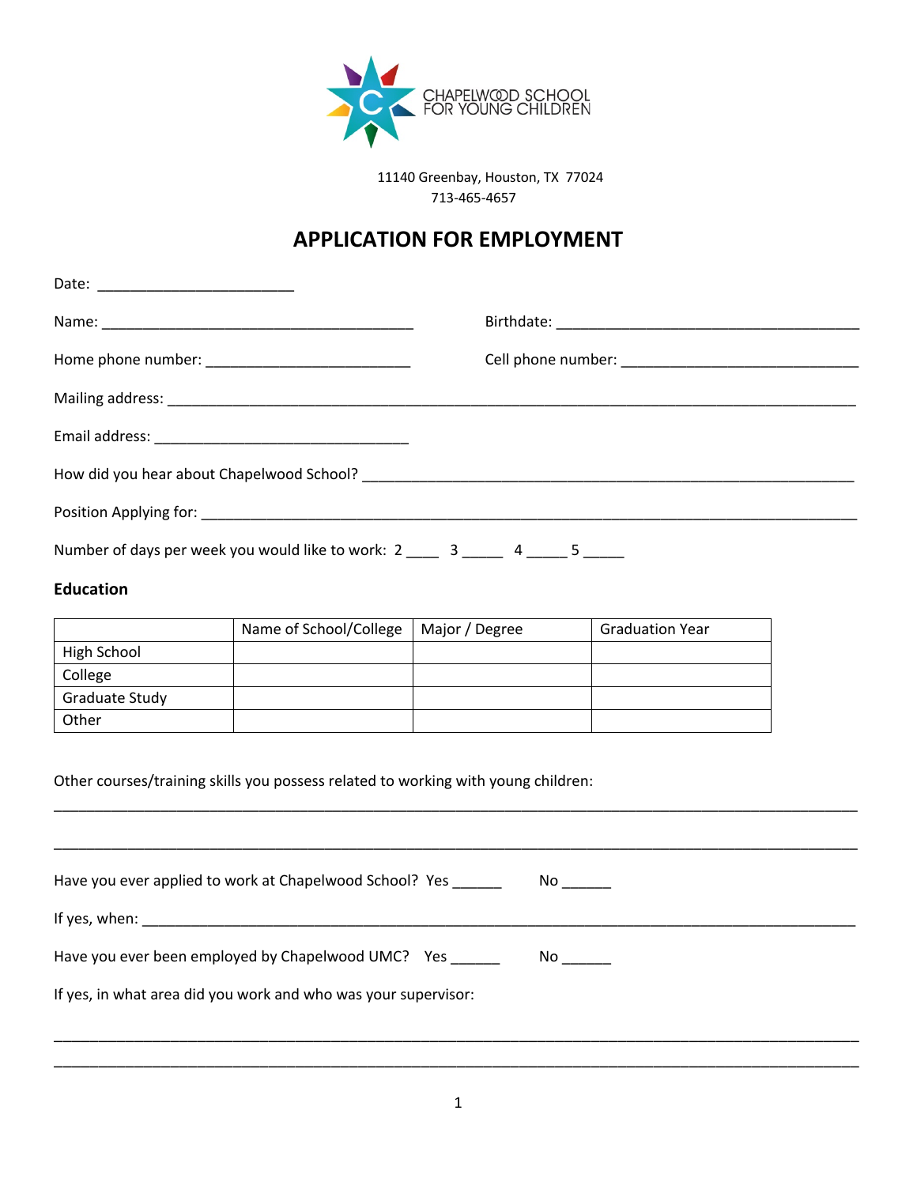CHAPELWOOD SCHOOL FOR YOUNG CHILDREN

11140 Greenbay, Houston, TX 77024
713-465-4657

# APPLICATION FOR EMPLOYMENT

Date: ________________________

Name: _______________________________________ Birthdate: _____________________________________

Home phone number: _________________________ Cell phone number: _____________________________

Mailing address: ___________________________________________________________________________

Email address: _______________________________

How did you hear about Chapelwood School? ___________________________________________________

Position Applying for: ______________________________________________________________________

Number of days per week you would like to work: 2 ____ 3 _____ 4 _____ 5 _____

**Education**

| | Name of School/College | Major / Degree | Graduation Year |
|---|---|---|---|
| High School | | | |
| College | | | |
| Graduate Study | | | |
| Other | | | |

Other courses/training skills you possess related to working with young children:

____________________________________________________________________________________________

____________________________________________________________________________________________

Have you ever applied to work at Chapelwood School? Yes ______ No ______

If yes, when: ______________________________________________________________________________

Have you ever been employed by Chapelwood UMC? Yes ______ No ______

If yes, in what area did you work and who was your supervisor:

____________________________________________________________________________________________

____________________________________________________________________________________________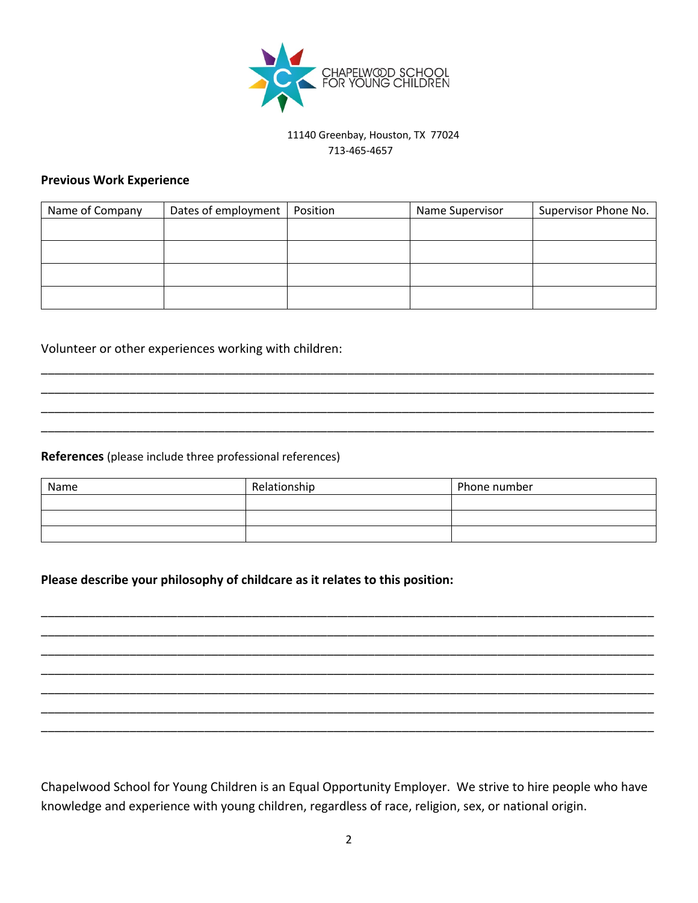CHAPELWOOD SCHOOL FOR YOUNG CHILDREN

11140 Greenbay, Houston, TX 77024
713-465-4657

**Previous Work Experience**

| Name of Company | Dates of employment | Position | Name Supervisor | Supervisor Phone No. |
|---|---|---|---|---|
| | | | | |
| | | | | |
| | | | | |
| | | | | |

Volunteer or other experiences working with children:

______________________________________________________________________________
______________________________________________________________________________
______________________________________________________________________________
______________________________________________________________________________

**References** (please include three professional references)

| Name | Relationship | Phone number |
|---|---|---|
| | | |
| | | |
| | | |

**Please describe your philosophy of childcare as it relates to this position:**

______________________________________________________________________________
______________________________________________________________________________
______________________________________________________________________________
______________________________________________________________________________
______________________________________________________________________________
______________________________________________________________________________
______________________________________________________________________________

Chapelwood School for Young Children is an Equal Opportunity Employer. We strive to hire people who have knowledge and experience with young children, regardless of race, religion, sex, or national origin.